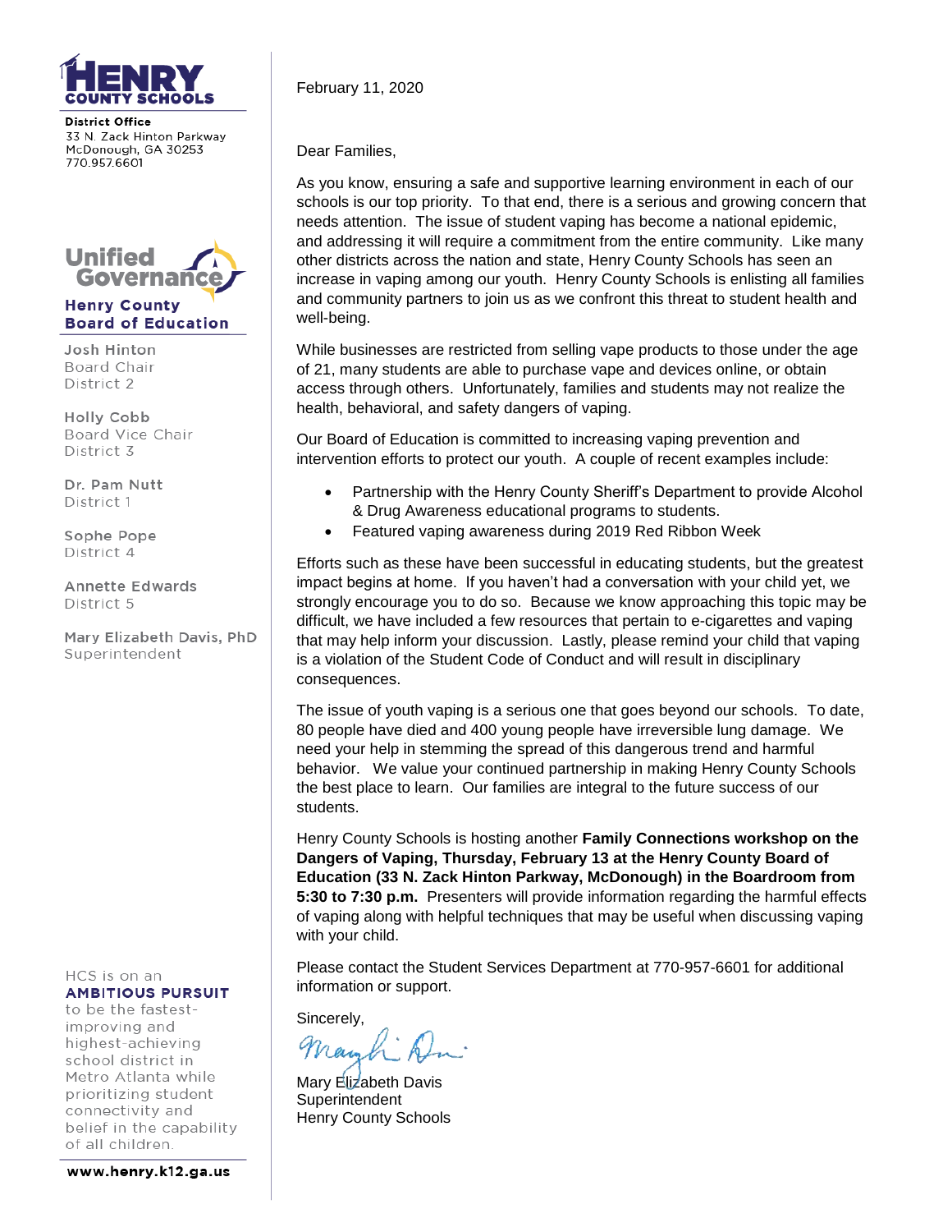**HENRY COUNTY SCHOOLS**

**District Office**
33 N. Zack Hinton Parkway
McDonough, GA 30253
770.957.6601

**Unified Governance**
**Henry County Board of Education**

Josh Hinton
Board Chair
District 2

Holly Cobb
Board Vice Chair
District 3

Dr. Pam Nutt
District 1

Sophe Pope
District 4

Annette Edwards
District 5

Mary Elizabeth Davis, PhD
Superintendent

HCS is on an **AMBITIOUS PURSUIT** to be the fastest-improving and highest-achieving school district in Metro Atlanta while prioritizing student connectivity and belief in the capability of all children.

**www.henry.k12.ga.us**

February 11, 2020

Dear Families,

As you know, ensuring a safe and supportive learning environment in each of our schools is our top priority. To that end, there is a serious and growing concern that needs attention. The issue of student vaping has become a national epidemic, and addressing it will require a commitment from the entire community. Like many other districts across the nation and state, Henry County Schools has seen an increase in vaping among our youth. Henry County Schools is enlisting all families and community partners to join us as we confront this threat to student health and well-being.

While businesses are restricted from selling vape products to those under the age of 21, many students are able to purchase vape and devices online, or obtain access through others. Unfortunately, families and students may not realize the health, behavioral, and safety dangers of vaping.

Our Board of Education is committed to increasing vaping prevention and intervention efforts to protect our youth. A couple of recent examples include:

- Partnership with the Henry County Sheriff's Department to provide Alcohol & Drug Awareness educational programs to students.
- Featured vaping awareness during 2019 Red Ribbon Week

Efforts such as these have been successful in educating students, but the greatest impact begins at home. If you haven't had a conversation with your child yet, we strongly encourage you to do so. Because we know approaching this topic may be difficult, we have included a few resources that pertain to e-cigarettes and vaping that may help inform your discussion. Lastly, please remind your child that vaping is a violation of the Student Code of Conduct and will result in disciplinary consequences.

The issue of youth vaping is a serious one that goes beyond our schools. To date, 80 people have died and 400 young people have irreversible lung damage. We need your help in stemming the spread of this dangerous trend and harmful behavior. We value your continued partnership in making Henry County Schools the best place to learn. Our families are integral to the future success of our students.

Henry County Schools is hosting another **Family Connections workshop on the Dangers of Vaping, Thursday, February 13 at the Henry County Board of Education (33 N. Zack Hinton Parkway, McDonough) in the Boardroom from 5:30 to 7:30 p.m.** Presenters will provide information regarding the harmful effects of vaping along with helpful techniques that may be useful when discussing vaping with your child.

Please contact the Student Services Department at 770-957-6601 for additional information or support.

Sincerely,

Mary Elizabeth Davis
Superintendent
Henry County Schools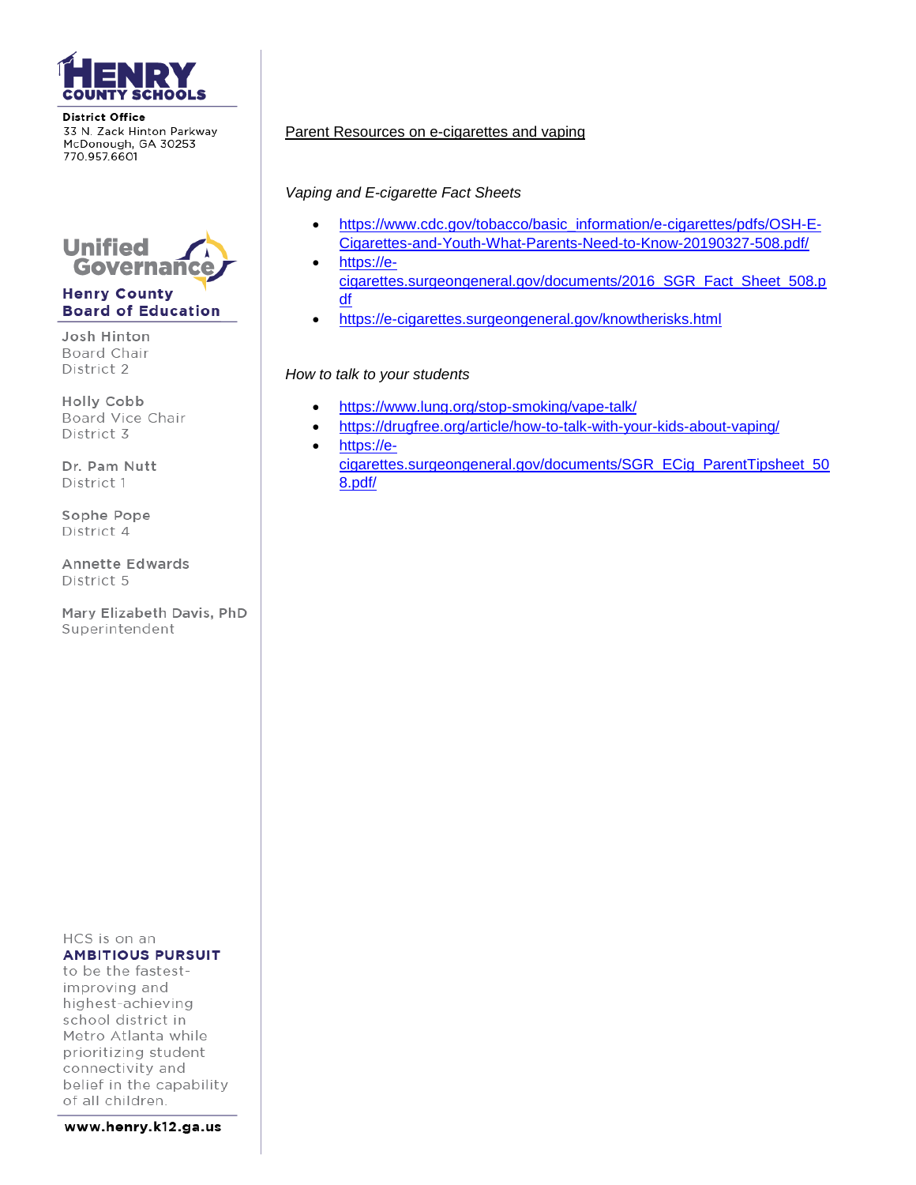**HENRY COUNTY SCHOOLS**

**District Office**
33 N. Zack Hinton Parkway
McDonough, GA 30253
770.957.6601

**Unified Governance**
**Henry County Board of Education**

Josh Hinton
Board Chair
District 2

Holly Cobb
Board Vice Chair
District 3

Dr. Pam Nutt
District 1

Sophe Pope
District 4

Annette Edwards
District 5

Mary Elizabeth Davis, PhD
Superintendent

HCS is on an **AMBITIOUS PURSUIT** to be the fastest-improving and highest-achieving school district in Metro Atlanta while prioritizing student connectivity and belief in the capability of all children.

**www.henry.k12.ga.us**

Parent Resources on e-cigarettes and vaping

*Vaping and E-cigarette Fact Sheets*

- https://www.cdc.gov/tobacco/basic_information/e-cigarettes/pdfs/OSH-E-Cigarettes-and-Youth-What-Parents-Need-to-Know-20190327-508.pdf/
- https://e-cigarettes.surgeongeneral.gov/documents/2016_SGR_Fact_Sheet_508.pdf
- https://e-cigarettes.surgeongeneral.gov/knowtherisks.html

*How to talk to your students*

- https://www.lung.org/stop-smoking/vape-talk/
- https://drugfree.org/article/how-to-talk-with-your-kids-about-vaping/
- https://e-cigarettes.surgeongeneral.gov/documents/SGR_ECig_ParentTipsheet_508.pdf/